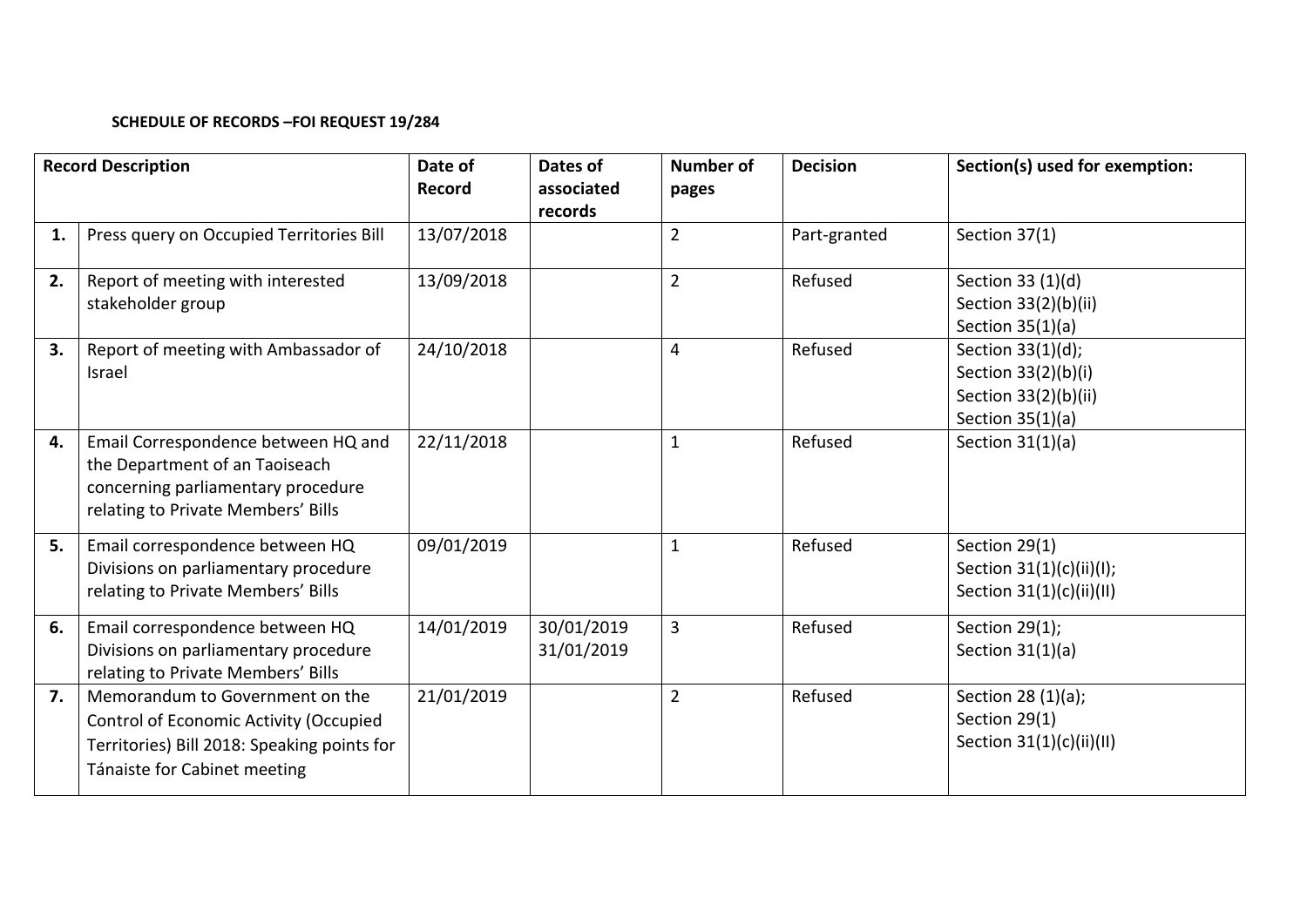**SCHEDULE OF RECORDS –FOI REQUEST 19/284**

| Record Description | | Date of Record | Dates of associated records | Number of pages | Decision | Section(s) used for exemption: |
|---|---|---|---|---|---|---|
| **1.** | Press query on Occupied Territories Bill | 13/07/2018 | | 2 | Part-granted | Section 37(1) |
| **2.** | Report of meeting with interested stakeholder group | 13/09/2018 | | 2 | Refused | Section 33 (1)(d)<br>Section 33(2)(b)(ii)<br>Section 35(1)(a) |
| **3.** | Report of meeting with Ambassador of Israel | 24/10/2018 | | 4 | Refused | Section 33(1)(d);<br>Section 33(2)(b)(i)<br>Section 33(2)(b)(ii)<br>Section 35(1)(a) |
| **4.** | Email Correspondence between HQ and the Department of an Taoiseach concerning parliamentary procedure relating to Private Members' Bills | 22/11/2018 | | 1 | Refused | Section 31(1)(a) |
| **5.** | Email correspondence between HQ Divisions on parliamentary procedure relating to Private Members' Bills | 09/01/2019 | | 1 | Refused | Section 29(1)<br>Section 31(1)(c)(ii)(I);<br>Section 31(1)(c)(ii)(II) |
| **6.** | Email correspondence between HQ Divisions on parliamentary procedure relating to Private Members' Bills | 14/01/2019 | 30/01/2019<br>31/01/2019 | 3 | Refused | Section 29(1);<br>Section 31(1)(a) |
| **7.** | Memorandum to Government on the Control of Economic Activity (Occupied Territories) Bill 2018: Speaking points for Tánaiste for Cabinet meeting | 21/01/2019 | | 2 | Refused | Section 28 (1)(a);<br>Section 29(1)<br>Section 31(1)(c)(ii)(II) |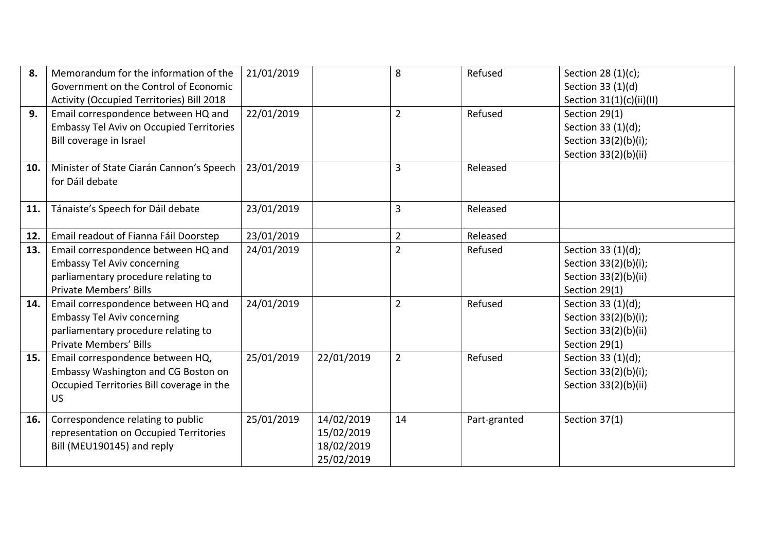| | | | | | | |
|---|---|---|---|---|---|---|
| **8.** | Memorandum for the information of the Government on the Control of Economic Activity (Occupied Territories) Bill 2018 | 21/01/2019 | | 8 | Refused | Section 28 (1)(c); Section 33 (1)(d) Section 31(1)(c)(ii)(II) |
| **9.** | Email correspondence between HQ and Embassy Tel Aviv on Occupied Territories Bill coverage in Israel | 22/01/2019 | | 2 | Refused | Section 29(1) Section 33 (1)(d); Section 33(2)(b)(i); Section 33(2)(b)(ii) |
| **10.** | Minister of State Ciarán Cannon's Speech for Dáil debate | 23/01/2019 | | 3 | Released | |
| **11.** | Tánaiste's Speech for Dáil debate | 23/01/2019 | | 3 | Released | |
| **12.** | Email readout of Fianna Fáil Doorstep | 23/01/2019 | | 2 | Released | |
| **13.** | Email correspondence between HQ and Embassy Tel Aviv concerning parliamentary procedure relating to Private Members' Bills | 24/01/2019 | | 2 | Refused | Section 33 (1)(d); Section 33(2)(b)(i); Section 33(2)(b)(ii) Section 29(1) |
| **14.** | Email correspondence between HQ and Embassy Tel Aviv concerning parliamentary procedure relating to Private Members' Bills | 24/01/2019 | | 2 | Refused | Section 33 (1)(d); Section 33(2)(b)(i); Section 33(2)(b)(ii) Section 29(1) |
| **15.** | Email correspondence between HQ, Embassy Washington and CG Boston on Occupied Territories Bill coverage in the US | 25/01/2019 | 22/01/2019 | 2 | Refused | Section 33 (1)(d); Section 33(2)(b)(i); Section 33(2)(b)(ii) |
| **16.** | Correspondence relating to public representation on Occupied Territories Bill (MEU190145) and reply | 25/01/2019 | 14/02/2019 15/02/2019 18/02/2019 25/02/2019 | 14 | Part-granted | Section 37(1) |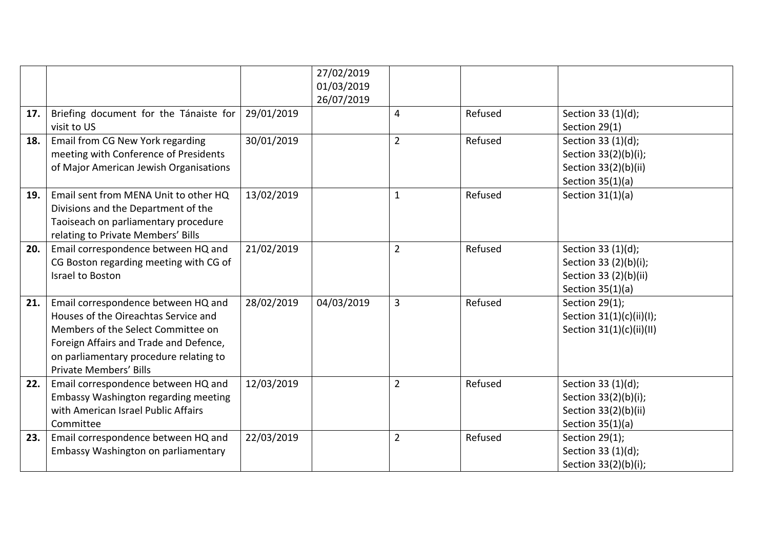| | | | | | | |
|---|---|---|---|---|---|---|
| | | | 27/02/2019<br>01/03/2019<br>26/07/2019 | | | |
| **17.** | Briefing document for the Tánaiste for visit to US | 29/01/2019 | | 4 | Refused | Section 33 (1)(d);<br>Section 29(1) |
| **18.** | Email from CG New York regarding meeting with Conference of Presidents of Major American Jewish Organisations | 30/01/2019 | | 2 | Refused | Section 33 (1)(d);<br>Section 33(2)(b)(i);<br>Section 33(2)(b)(ii)<br>Section 35(1)(a) |
| **19.** | Email sent from MENA Unit to other HQ Divisions and the Department of the Taoiseach on parliamentary procedure relating to Private Members' Bills | 13/02/2019 | | 1 | Refused | Section 31(1)(a) |
| **20.** | Email correspondence between HQ and CG Boston regarding meeting with CG of Israel to Boston | 21/02/2019 | | 2 | Refused | Section 33 (1)(d);<br>Section 33 (2)(b)(i);<br>Section 33 (2)(b)(ii)<br>Section 35(1)(a) |
| **21.** | Email correspondence between HQ and Houses of the Oireachtas Service and Members of the Select Committee on Foreign Affairs and Trade and Defence, on parliamentary procedure relating to Private Members' Bills | 28/02/2019 | 04/03/2019 | 3 | Refused | Section 29(1);<br>Section 31(1)(c)(ii)(I);<br>Section 31(1)(c)(ii)(II) |
| **22.** | Email correspondence between HQ and Embassy Washington regarding meeting with American Israel Public Affairs Committee | 12/03/2019 | | 2 | Refused | Section 33 (1)(d);<br>Section 33(2)(b)(i);<br>Section 33(2)(b)(ii)<br>Section 35(1)(a) |
| **23.** | Email correspondence between HQ and Embassy Washington on parliamentary | 22/03/2019 | | 2 | Refused | Section 29(1);<br>Section 33 (1)(d);<br>Section 33(2)(b)(i); |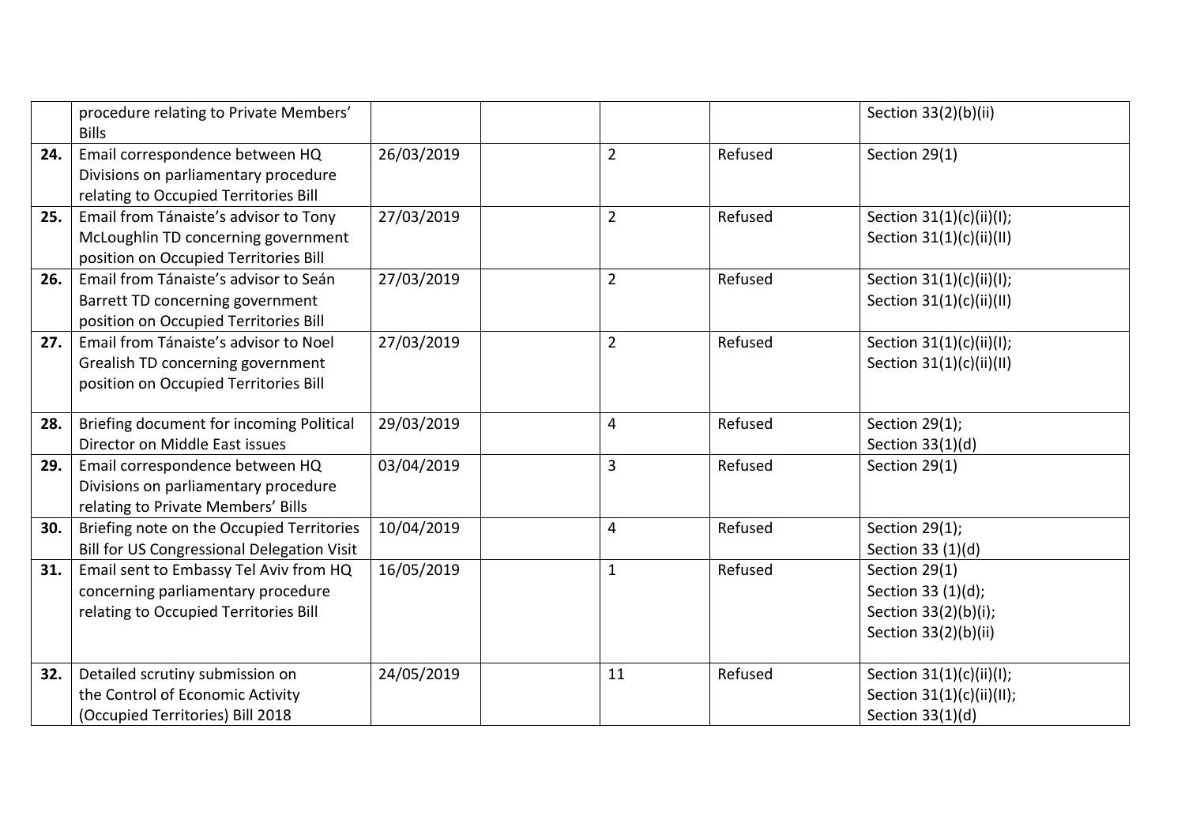|  | procedure relating to Private Members' Bills |  |  |  |  | Section 33(2)(b)(ii) |
|---|---|---|---|---|---|---|
| **24.** | Email correspondence between HQ Divisions on parliamentary procedure relating to Occupied Territories Bill | 26/03/2019 |  | 2 | Refused | Section 29(1) |
| **25.** | Email from Tánaiste's advisor to Tony McLoughlin TD concerning government position on Occupied Territories Bill | 27/03/2019 |  | 2 | Refused | Section 31(1)(c)(ii)(I); Section 31(1)(c)(ii)(II) |
| **26.** | Email from Tánaiste's advisor to Seán Barrett TD concerning government position on Occupied Territories Bill | 27/03/2019 |  | 2 | Refused | Section 31(1)(c)(ii)(I); Section 31(1)(c)(ii)(II) |
| **27.** | Email from Tánaiste's advisor to Noel Grealish TD concerning government position on Occupied Territories Bill | 27/03/2019 |  | 2 | Refused | Section 31(1)(c)(ii)(I); Section 31(1)(c)(ii)(II) |
| **28.** | Briefing document for incoming Political Director on Middle East issues | 29/03/2019 |  | 4 | Refused | Section 29(1); Section 33(1)(d) |
| **29.** | Email correspondence between HQ Divisions on parliamentary procedure relating to Private Members' Bills | 03/04/2019 |  | 3 | Refused | Section 29(1) |
| **30.** | Briefing note on the Occupied Territories Bill for US Congressional Delegation Visit | 10/04/2019 |  | 4 | Refused | Section 29(1); Section 33 (1)(d) |
| **31.** | Email sent to Embassy Tel Aviv from HQ concerning parliamentary procedure relating to Occupied Territories Bill | 16/05/2019 |  | 1 | Refused | Section 29(1) Section 33 (1)(d); Section 33(2)(b)(i); Section 33(2)(b)(ii) |
| **32.** | Detailed scrutiny submission on the Control of Economic Activity (Occupied Territories) Bill 2018 | 24/05/2019 |  | 11 | Refused | Section 31(1)(c)(ii)(I); Section 31(1)(c)(ii)(II); Section 33(1)(d) |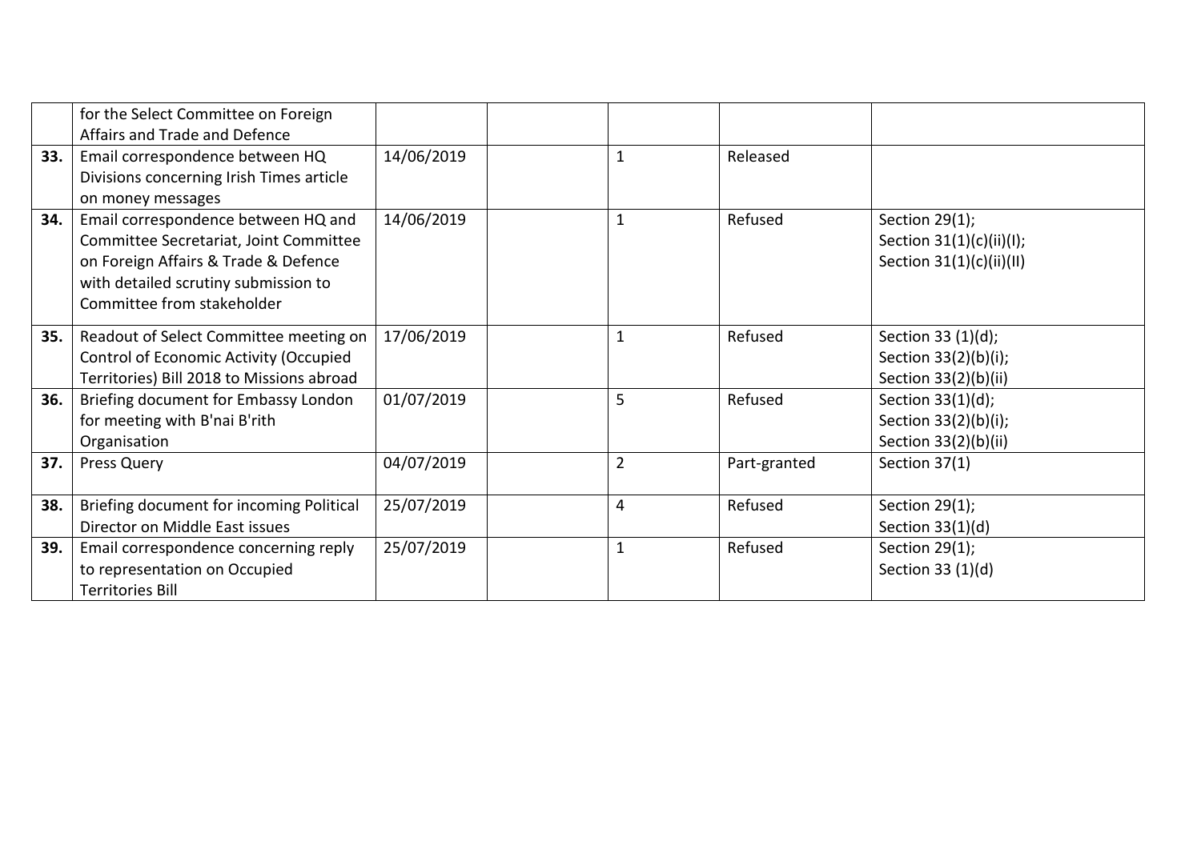| | | | | | | |
|---|---|---|---|---|---|---|
| | for the Select Committee on Foreign Affairs and Trade and Defence | | | | | |
| **33.** | Email correspondence between HQ Divisions concerning Irish Times article on money messages | 14/06/2019 | | 1 | Released | |
| **34.** | Email correspondence between HQ and Committee Secretariat, Joint Committee on Foreign Affairs & Trade & Defence with detailed scrutiny submission to Committee from stakeholder | 14/06/2019 | | 1 | Refused | Section 29(1); Section 31(1)(c)(ii)(I); Section 31(1)(c)(ii)(II) |
| **35.** | Readout of Select Committee meeting on Control of Economic Activity (Occupied Territories) Bill 2018 to Missions abroad | 17/06/2019 | | 1 | Refused | Section 33 (1)(d); Section 33(2)(b)(i); Section 33(2)(b)(ii) |
| **36.** | Briefing document for Embassy London for meeting with B'nai B'rith Organisation | 01/07/2019 | | 5 | Refused | Section 33(1)(d); Section 33(2)(b)(i); Section 33(2)(b)(ii) |
| **37.** | Press Query | 04/07/2019 | | 2 | Part-granted | Section 37(1) |
| **38.** | Briefing document for incoming Political Director on Middle East issues | 25/07/2019 | | 4 | Refused | Section 29(1); Section 33(1)(d) |
| **39.** | Email correspondence concerning reply to representation on Occupied Territories Bill | 25/07/2019 | | 1 | Refused | Section 29(1); Section 33 (1)(d) |